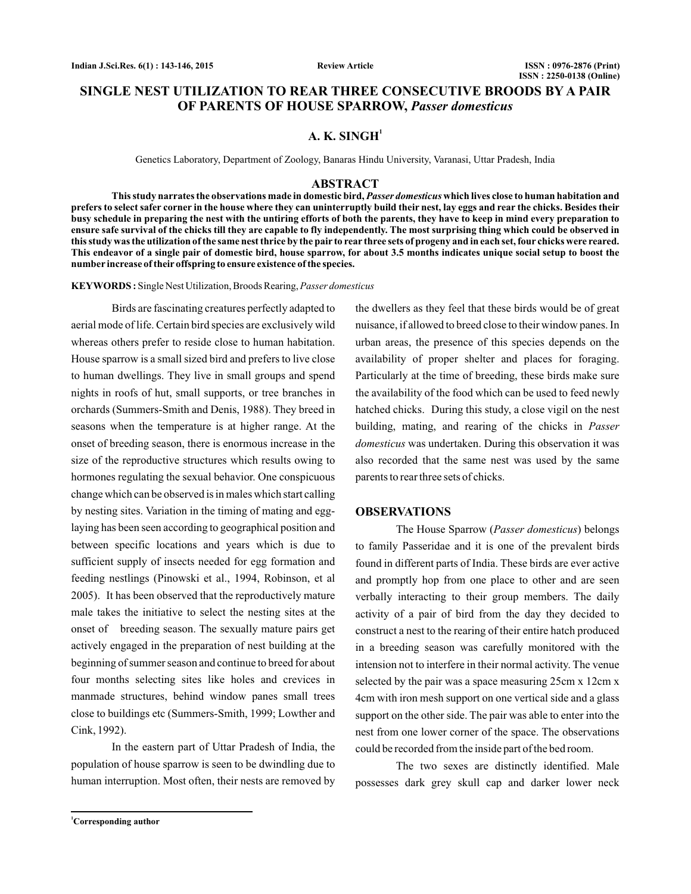# SINGLE NEST UTILIZATION TO REAR THREE CONSECUTIVE BROODS BY A PAIR OF PARENTS OF HOUSE SPARROW, *Passer domesticus*

**A. K. SINGH**[1]

Genetics Laboratory, Department of Zoology, Banaras Hindu University, Varanasi, Uttar Pradesh, India

## ABSTRACT

**This study narrates the observations made in domestic bird, *Passer domesticus* which lives close to human habitation and prefers to select safer corner in the house where they can uninterruptly build their nest, lay eggs and rear the chicks. Besides their busy schedule in preparing the nest with the untiring efforts of both the parents, they have to keep in mind every preparation to ensure safe survival of the chicks till they are capable to fly independently. The most surprising thing which could be observed in this study was the utilization of the same nest thrice by the pair to rear three sets of progeny and in each set, four chicks were reared. This endeavor of a single pair of domestic bird, house sparrow, for about 3.5 months indicates unique social setup to boost the number increase of their offspring to ensure existence of the species.**

**KEYWORDS :** Single Nest Utilization, Broods Rearing, *Passer domesticus*

Birds are fascinating creatures perfectly adapted to aerial mode of life. Certain bird species are exclusively wild whereas others prefer to reside close to human habitation. House sparrow is a small sized bird and prefers to live close to human dwellings. They live in small groups and spend nights in roofs of hut, small supports, or tree branches in orchards (Summers-Smith and Denis, 1988). They breed in seasons when the temperature is at higher range. At the onset of breeding season, there is enormous increase in the size of the reproductive structures which results owing to hormones regulating the sexual behavior. One conspicuous change which can be observed is in males which start calling by nesting sites. Variation in the timing of mating and egg-laying has been seen according to geographical position and between specific locations and years which is due to sufficient supply of insects needed for egg formation and feeding nestlings (Pinowski et al., 1994, Robinson, et al 2005). It has been observed that the reproductively mature male takes the initiative to select the nesting sites at the onset of breeding season. The sexually mature pairs get actively engaged in the preparation of nest building at the beginning of summer season and continue to breed for about four months selecting sites like holes and crevices in manmade structures, behind window panes small trees close to buildings etc (Summers-Smith, 1999; Lowther and Cink, 1992).

In the eastern part of Uttar Pradesh of India, the population of house sparrow is seen to be dwindling due to human interruption. Most often, their nests are removed by the dwellers as they feel that these birds would be of great nuisance, if allowed to breed close to their window panes. In urban areas, the presence of this species depends on the availability of proper shelter and places for foraging. Particularly at the time of breeding, these birds make sure the availability of the food which can be used to feed newly hatched chicks. During this study, a close vigil on the nest building, mating, and rearing of the chicks in *Passer domesticus* was undertaken. During this observation it was also recorded that the same nest was used by the same parents to rear three sets of chicks.

## OBSERVATIONS

The House Sparrow (*Passer domesticus*) belongs to family Passeridae and it is one of the prevalent birds found in different parts of India. These birds are ever active and promptly hop from one place to other and are seen verbally interacting to their group members. The daily activity of a pair of bird from the day they decided to construct a nest to the rearing of their entire hatch produced in a breeding season was carefully monitored with the intension not to interfere in their normal activity. The venue selected by the pair was a space measuring 25cm x 12cm x 4cm with iron mesh support on one vertical side and a glass support on the other side. The pair was able to enter into the nest from one lower corner of the space. The observations could be recorded from the inside part of the bed room.

The two sexes are distinctly identified. Male possesses dark grey skull cap and darker lower neck

[1]Corresponding author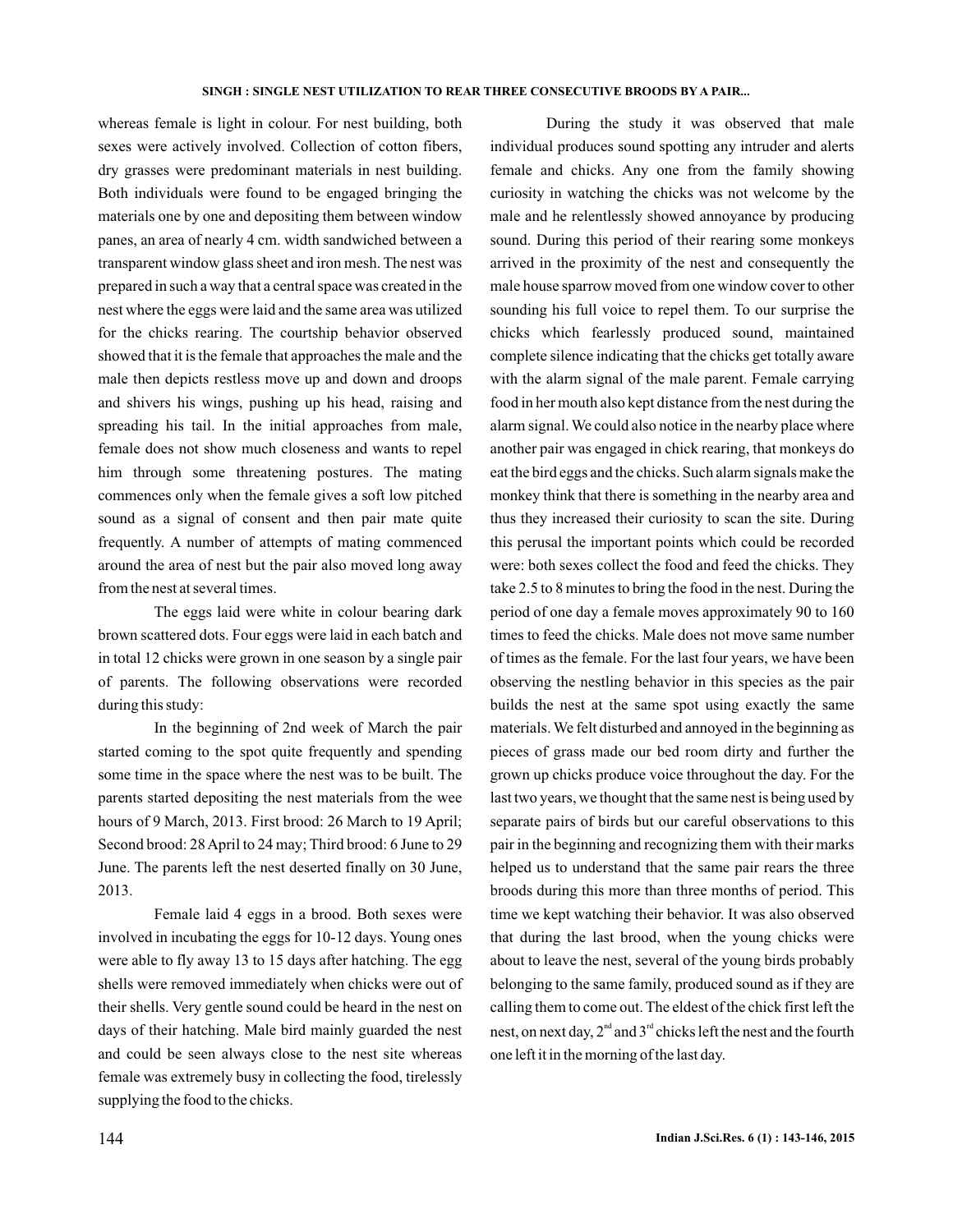whereas female is light in colour. For nest building, both sexes were actively involved. Collection of cotton fibers, dry grasses were predominant materials in nest building. Both individuals were found to be engaged bringing the materials one by one and depositing them between window panes, an area of nearly 4 cm. width sandwiched between a transparent window glass sheet and iron mesh. The nest was prepared in such a way that a central space was created in the nest where the eggs were laid and the same area was utilized for the chicks rearing. The courtship behavior observed showed that it is the female that approaches the male and the male then depicts restless move up and down and droops and shivers his wings, pushing up his head, raising and spreading his tail. In the initial approaches from male, female does not show much closeness and wants to repel him through some threatening postures. The mating commences only when the female gives a soft low pitched sound as a signal of consent and then pair mate quite frequently. A number of attempts of mating commenced around the area of nest but the pair also moved long away from the nest at several times.

The eggs laid were white in colour bearing dark brown scattered dots. Four eggs were laid in each batch and in total 12 chicks were grown in one season by a single pair of parents. The following observations were recorded during this study:

In the beginning of 2nd week of March the pair started coming to the spot quite frequently and spending some time in the space where the nest was to be built. The parents started depositing the nest materials from the wee hours of 9 March, 2013. First brood: 26 March to 19 April; Second brood: 28 April to 24 may; Third brood: 6 June to 29 June. The parents left the nest deserted finally on 30 June, 2013.

Female laid 4 eggs in a brood. Both sexes were involved in incubating the eggs for 10-12 days. Young ones were able to fly away 13 to 15 days after hatching. The egg shells were removed immediately when chicks were out of their shells. Very gentle sound could be heard in the nest on days of their hatching. Male bird mainly guarded the nest and could be seen always close to the nest site whereas female was extremely busy in collecting the food, tirelessly supplying the food to the chicks.

During the study it was observed that male individual produces sound spotting any intruder and alerts female and chicks. Any one from the family showing curiosity in watching the chicks was not welcome by the male and he relentlessly showed annoyance by producing sound. During this period of their rearing some monkeys arrived in the proximity of the nest and consequently the male house sparrow moved from one window cover to other sounding his full voice to repel them. To our surprise the chicks which fearlessly produced sound, maintained complete silence indicating that the chicks get totally aware with the alarm signal of the male parent. Female carrying food in her mouth also kept distance from the nest during the alarm signal. We could also notice in the nearby place where another pair was engaged in chick rearing, that monkeys do eat the bird eggs and the chicks. Such alarm signals make the monkey think that there is something in the nearby area and thus they increased their curiosity to scan the site. During this perusal the important points which could be recorded were: both sexes collect the food and feed the chicks. They take 2.5 to 8 minutes to bring the food in the nest. During the period of one day a female moves approximately 90 to 160 times to feed the chicks. Male does not move same number of times as the female. For the last four years, we have been observing the nestling behavior in this species as the pair builds the nest at the same spot using exactly the same materials. We felt disturbed and annoyed in the beginning as pieces of grass made our bed room dirty and further the grown up chicks produce voice throughout the day. For the last two years, we thought that the same nest is being used by separate pairs of birds but our careful observations to this pair in the beginning and recognizing them with their marks helped us to understand that the same pair rears the three broods during this more than three months of period. This time we kept watching their behavior. It was also observed that during the last brood, when the young chicks were about to leave the nest, several of the young birds probably belonging to the same family, produced sound as if they are calling them to come out. The eldest of the chick first left the nest, on next day, 2nd and 3rd chicks left the nest and the fourth one left it in the morning of the last day.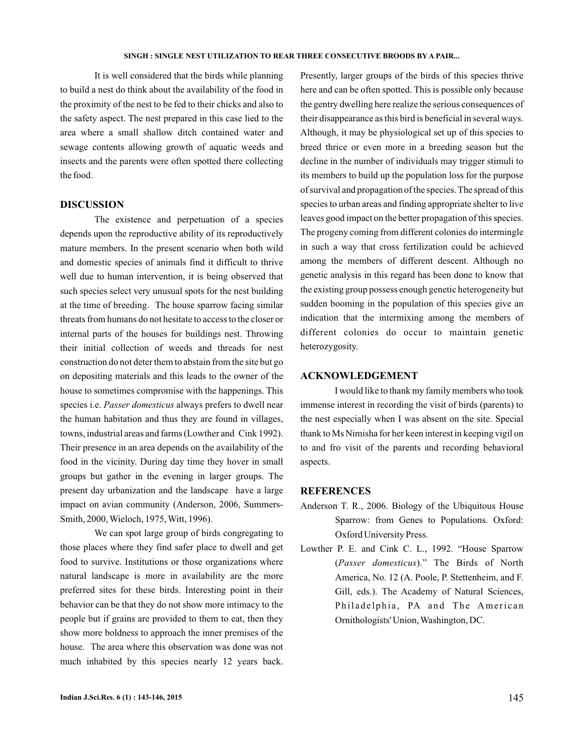It is well considered that the birds while planning to build a nest do think about the availability of the food in the proximity of the nest to be fed to their chicks and also to the safety aspect. The nest prepared in this case lied to the area where a small shallow ditch contained water and sewage contents allowing growth of aquatic weeds and insects and the parents were often spotted there collecting the food.

## DISCUSSION

The existence and perpetuation of a species depends upon the reproductive ability of its reproductively mature members. In the present scenario when both wild and domestic species of animals find it difficult to thrive well due to human intervention, it is being observed that such species select very unusual spots for the nest building at the time of breeding. The house sparrow facing similar threats from humans do not hesitate to access to the closer or internal parts of the houses for buildings nest. Throwing their initial collection of weeds and threads for nest construction do not deter them to abstain from the site but go on depositing materials and this leads to the owner of the house to sometimes compromise with the happenings. This species i.e. *Passer domesticus* always prefers to dwell near the human habitation and thus they are found in villages, towns, industrial areas and farms (Lowther and Cink 1992). Their presence in an area depends on the availability of the food in the vicinity. During day time they hover in small groups but gather in the evening in larger groups. The present day urbanization and the landscape have a large impact on avian community (Anderson, 2006, Summers-Smith, 2000, Wieloch, 1975, Witt, 1996).

We can spot large group of birds congregating to those places where they find safer place to dwell and get food to survive. Institutions or those organizations where natural landscape is more in availability are the more preferred sites for these birds. Interesting point in their behavior can be that they do not show more intimacy to the people but if grains are provided to them to eat, then they show more boldness to approach the inner premises of the house. The area where this observation was done was not much inhabited by this species nearly 12 years back. Presently, larger groups of the birds of this species thrive here and can be often spotted. This is possible only because the gentry dwelling here realize the serious consequences of their disappearance as this bird is beneficial in several ways. Although, it may be physiological set up of this species to breed thrice or even more in a breeding season but the decline in the number of individuals may trigger stimuli to its members to build up the population loss for the purpose of survival and propagation of the species. The spread of this species to urban areas and finding appropriate shelter to live leaves good impact on the better propagation of this species. The progeny coming from different colonies do intermingle in such a way that cross fertilization could be achieved among the members of different descent. Although no genetic analysis in this regard has been done to know that the existing group possess enough genetic heterogeneity but sudden booming in the population of this species give an indication that the intermixing among the members of different colonies do occur to maintain genetic heterozygosity.

## ACKNOWLEDGEMENT

I would like to thank my family members who took immense interest in recording the visit of birds (parents) to the nest especially when I was absent on the site. Special thank to Ms Nimisha for her keen interest in keeping vigil on to and fro visit of the parents and recording behavioral aspects.

## REFERENCES

Anderson T. R., 2006. Biology of the Ubiquitous House Sparrow: from Genes to Populations. Oxford: Oxford University Press.

Lowther P. E. and Cink C. L., 1992. "House Sparrow (*Passer domesticus*)." The Birds of North America, No. 12 (A. Poole, P. Stettenheim, and F. Gill, eds.). The Academy of Natural Sciences, Philadelphia, PA and The American Ornithologists' Union, Washington, DC.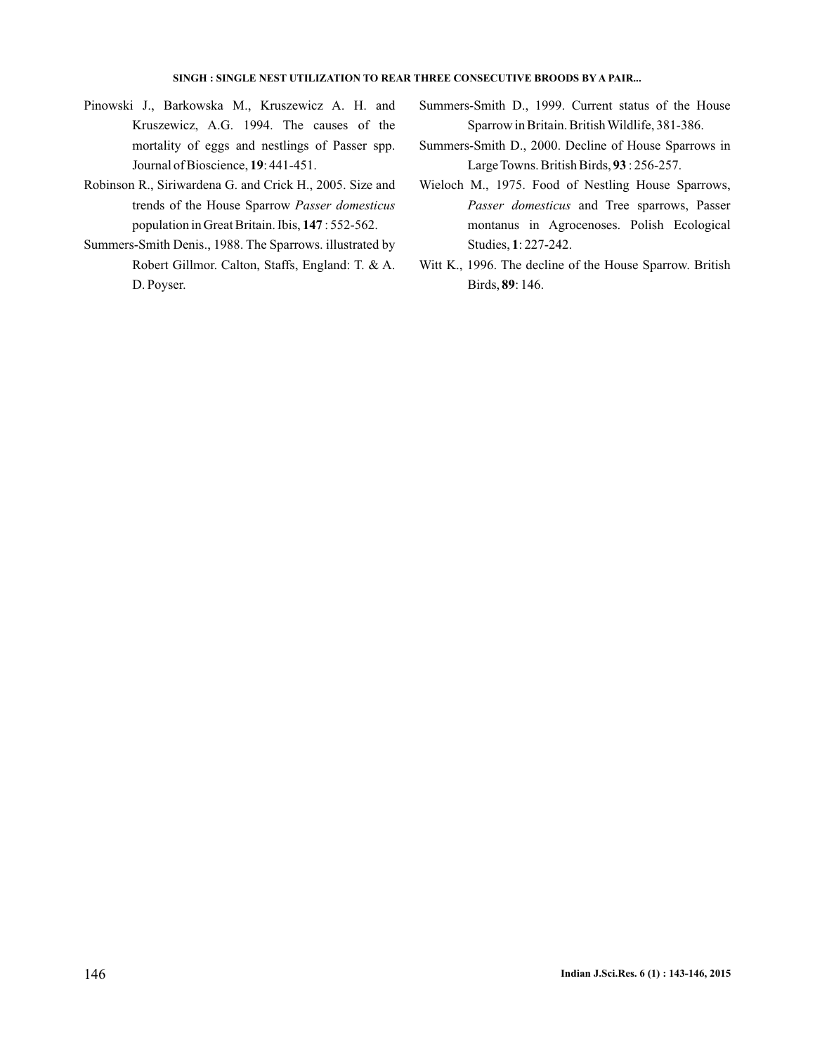Pinowski J., Barkowska M., Kruszewicz A. H. and Kruszewicz, A.G. 1994. The causes of the mortality of eggs and nestlings of Passer spp. Journal of Bioscience, **19**: 441-451.

Robinson R., Siriwardena G. and Crick H., 2005. Size and trends of the House Sparrow *Passer domesticus* population in Great Britain. Ibis, **147** : 552-562.

Summers-Smith Denis., 1988. The Sparrows. illustrated by Robert Gillmor. Calton, Staffs, England: T. & A. D. Poyser.

Summers-Smith D., 1999. Current status of the House Sparrow in Britain. British Wildlife, 381-386.

Summers-Smith D., 2000. Decline of House Sparrows in Large Towns. British Birds, **93** : 256-257.

Wieloch M., 1975. Food of Nestling House Sparrows, *Passer domesticus* and Tree sparrows, Passer montanus in Agrocenoses. Polish Ecological Studies, **1**: 227-242.

Witt K., 1996. The decline of the House Sparrow. British Birds, **89**: 146.